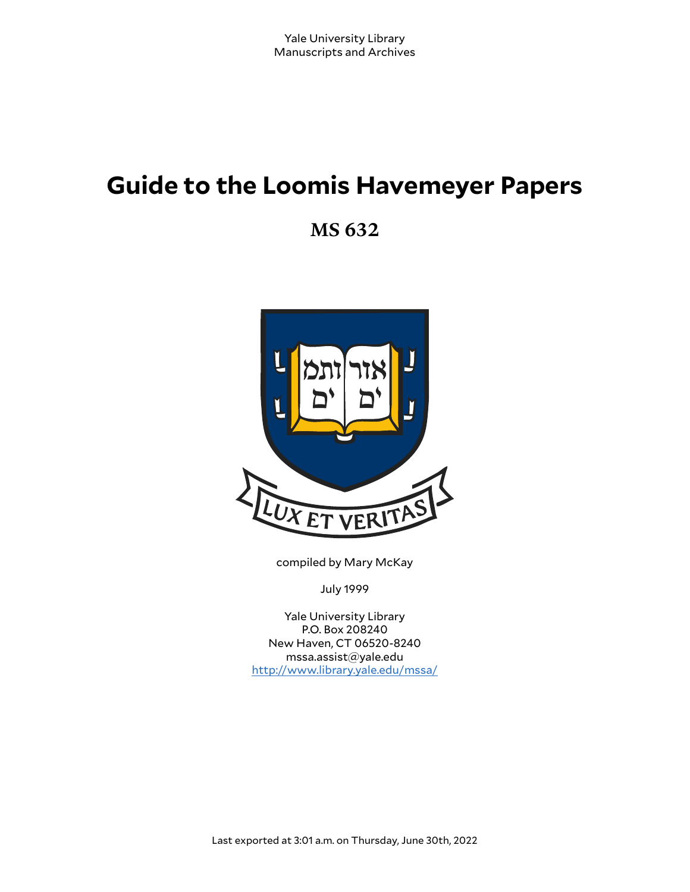Yale University Library
Manuscripts and Archives

# Guide to the Loomis Havemeyer Papers

## MS 632

compiled by Mary McKay

July 1999

Yale University Library
P.O. Box 208240
New Haven, CT 06520-8240
mssa.assist@yale.edu
http://www.library.yale.edu/mssa/

Last exported at 3:01 a.m. on Thursday, June 30th, 2022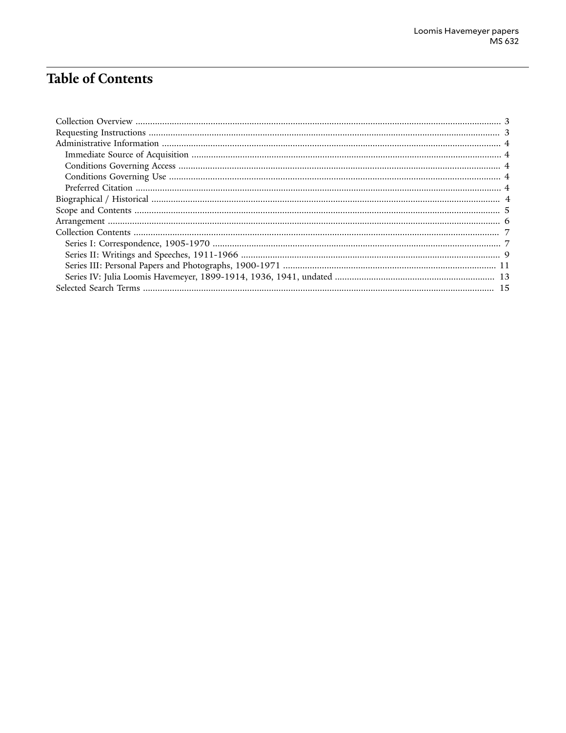# Table of Contents

- Collection Overview ..................................................... 3
- Requesting Instructions ..................................................... 3
- Administrative Information ..................................................... 4
  - Immediate Source of Acquisition ..................................................... 4
  - Conditions Governing Access ..................................................... 4
  - Conditions Governing Use ..................................................... 4
  - Preferred Citation ..................................................... 4
- Biographical / Historical ..................................................... 4
- Scope and Contents ..................................................... 5
- Arrangement ..................................................... 6
- Collection Contents ..................................................... 7
  - Series I: Correspondence, 1905-1970 ..................................................... 7
  - Series II: Writings and Speeches, 1911-1966 ..................................................... 9
  - Series III: Personal Papers and Photographs, 1900-1971 ..................................................... 11
  - Series IV: Julia Loomis Havemeyer, 1899-1914, 1936, 1941, undated ..................................................... 13
- Selected Search Terms ..................................................... 15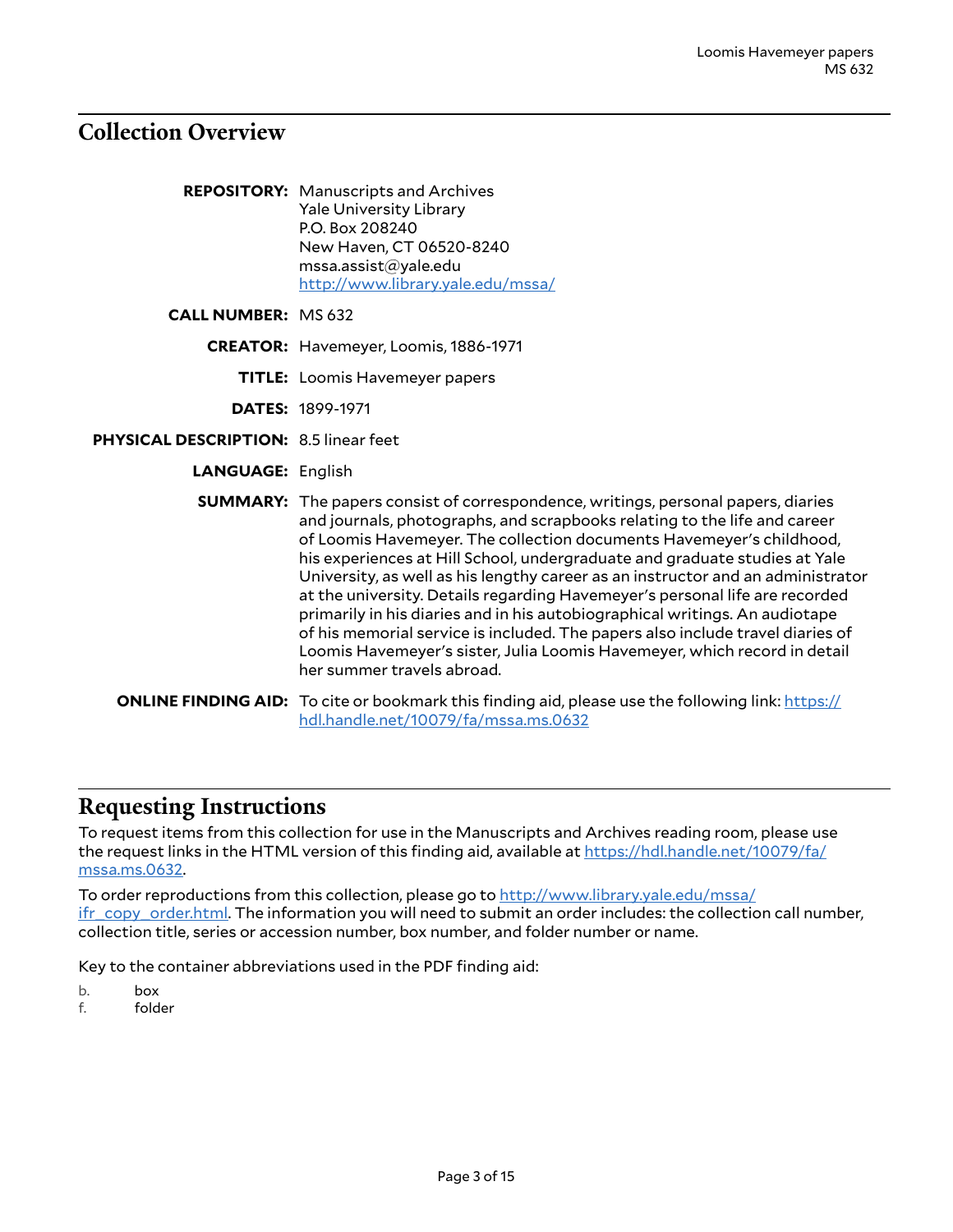## Collection Overview

**REPOSITORY:** Manuscripts and Archives
Yale University Library
P.O. Box 208240
New Haven, CT 06520-8240
mssa.assist@yale.edu
[http://www.library.yale.edu/mssa/](http://www.library.yale.edu/mssa/)

**CALL NUMBER:** MS 632

**CREATOR:** Havemeyer, Loomis, 1886-1971

**TITLE:** Loomis Havemeyer papers

**DATES:** 1899-1971

**PHYSICAL DESCRIPTION:** 8.5 linear feet

**LANGUAGE:** English

**SUMMARY:** The papers consist of correspondence, writings, personal papers, diaries and journals, photographs, and scrapbooks relating to the life and career of Loomis Havemeyer. The collection documents Havemeyer's childhood, his experiences at Hill School, undergraduate and graduate studies at Yale University, as well as his lengthy career as an instructor and an administrator at the university. Details regarding Havemeyer's personal life are recorded primarily in his diaries and in his autobiographical writings. An audiotape of his memorial service is included. The papers also include travel diaries of Loomis Havemeyer's sister, Julia Loomis Havemeyer, which record in detail her summer travels abroad.

**ONLINE FINDING AID:** To cite or bookmark this finding aid, please use the following link: [https://hdl.handle.net/10079/fa/mssa.ms.0632](https://hdl.handle.net/10079/fa/mssa.ms.0632)

## Requesting Instructions

To request items from this collection for use in the Manuscripts and Archives reading room, please use the request links in the HTML version of this finding aid, available at [https://hdl.handle.net/10079/fa/mssa.ms.0632](https://hdl.handle.net/10079/fa/mssa.ms.0632).

To order reproductions from this collection, please go to [http://www.library.yale.edu/mssa/ifr_copy_order.html](http://www.library.yale.edu/mssa/ifr_copy_order.html). The information you will need to submit an order includes: the collection call number, collection title, series or accession number, box number, and folder number or name.

Key to the container abbreviations used in the PDF finding aid:

b. box
f. folder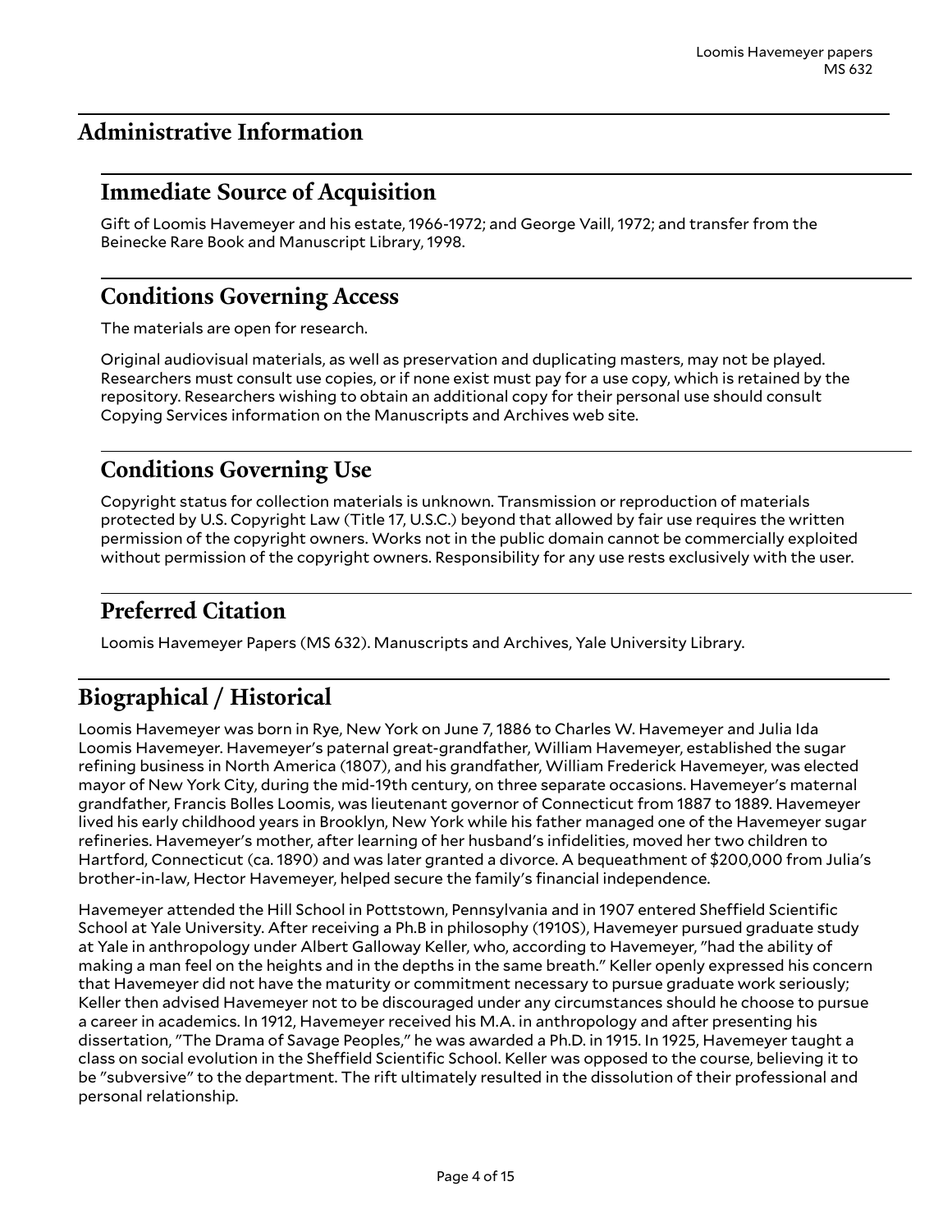## Administrative Information

### Immediate Source of Acquisition

Gift of Loomis Havemeyer and his estate, 1966-1972; and George Vaill, 1972; and transfer from the Beinecke Rare Book and Manuscript Library, 1998.

### Conditions Governing Access

The materials are open for research.

Original audiovisual materials, as well as preservation and duplicating masters, may not be played. Researchers must consult use copies, or if none exist must pay for a use copy, which is retained by the repository. Researchers wishing to obtain an additional copy for their personal use should consult Copying Services information on the Manuscripts and Archives web site.

### Conditions Governing Use

Copyright status for collection materials is unknown. Transmission or reproduction of materials protected by U.S. Copyright Law (Title 17, U.S.C.) beyond that allowed by fair use requires the written permission of the copyright owners. Works not in the public domain cannot be commercially exploited without permission of the copyright owners. Responsibility for any use rests exclusively with the user.

### Preferred Citation

Loomis Havemeyer Papers (MS 632). Manuscripts and Archives, Yale University Library.

## Biographical / Historical

Loomis Havemeyer was born in Rye, New York on June 7, 1886 to Charles W. Havemeyer and Julia Ida Loomis Havemeyer. Havemeyer's paternal great-grandfather, William Havemeyer, established the sugar refining business in North America (1807), and his grandfather, William Frederick Havemeyer, was elected mayor of New York City, during the mid-19th century, on three separate occasions. Havemeyer's maternal grandfather, Francis Bolles Loomis, was lieutenant governor of Connecticut from 1887 to 1889. Havemeyer lived his early childhood years in Brooklyn, New York while his father managed one of the Havemeyer sugar refineries. Havemeyer's mother, after learning of her husband's infidelities, moved her two children to Hartford, Connecticut (ca. 1890) and was later granted a divorce. A bequeathment of $200,000 from Julia's brother-in-law, Hector Havemeyer, helped secure the family's financial independence.

Havemeyer attended the Hill School in Pottstown, Pennsylvania and in 1907 entered Sheffield Scientific School at Yale University. After receiving a Ph.B in philosophy (1910S), Havemeyer pursued graduate study at Yale in anthropology under Albert Galloway Keller, who, according to Havemeyer, "had the ability of making a man feel on the heights and in the depths in the same breath." Keller openly expressed his concern that Havemeyer did not have the maturity or commitment necessary to pursue graduate work seriously; Keller then advised Havemeyer not to be discouraged under any circumstances should he choose to pursue a career in academics. In 1912, Havemeyer received his M.A. in anthropology and after presenting his dissertation, "The Drama of Savage Peoples," he was awarded a Ph.D. in 1915. In 1925, Havemeyer taught a class on social evolution in the Sheffield Scientific School. Keller was opposed to the course, believing it to be "subversive" to the department. The rift ultimately resulted in the dissolution of their professional and personal relationship.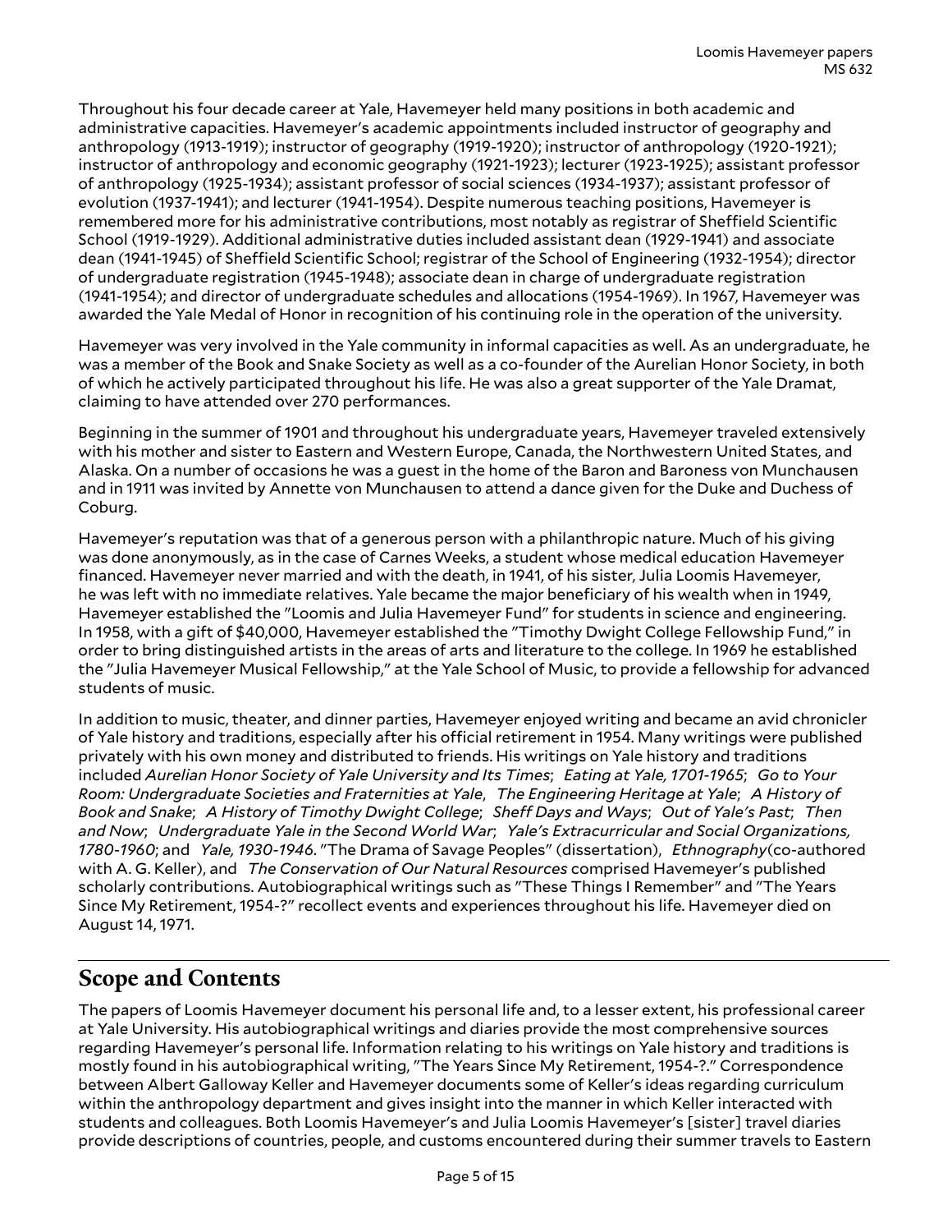Throughout his four decade career at Yale, Havemeyer held many positions in both academic and administrative capacities. Havemeyer's academic appointments included instructor of geography and anthropology (1913-1919); instructor of geography (1919-1920); instructor of anthropology (1920-1921); instructor of anthropology and economic geography (1921-1923); lecturer (1923-1925); assistant professor of anthropology (1925-1934); assistant professor of social sciences (1934-1937); assistant professor of evolution (1937-1941); and lecturer (1941-1954). Despite numerous teaching positions, Havemeyer is remembered more for his administrative contributions, most notably as registrar of Sheffield Scientific School (1919-1929). Additional administrative duties included assistant dean (1929-1941) and associate dean (1941-1945) of Sheffield Scientific School; registrar of the School of Engineering (1932-1954); director of undergraduate registration (1945-1948); associate dean in charge of undergraduate registration (1941-1954); and director of undergraduate schedules and allocations (1954-1969). In 1967, Havemeyer was awarded the Yale Medal of Honor in recognition of his continuing role in the operation of the university.

Havemeyer was very involved in the Yale community in informal capacities as well. As an undergraduate, he was a member of the Book and Snake Society as well as a co-founder of the Aurelian Honor Society, in both of which he actively participated throughout his life. He was also a great supporter of the Yale Dramat, claiming to have attended over 270 performances.

Beginning in the summer of 1901 and throughout his undergraduate years, Havemeyer traveled extensively with his mother and sister to Eastern and Western Europe, Canada, the Northwestern United States, and Alaska. On a number of occasions he was a guest in the home of the Baron and Baroness von Munchausen and in 1911 was invited by Annette von Munchausen to attend a dance given for the Duke and Duchess of Coburg.

Havemeyer's reputation was that of a generous person with a philanthropic nature. Much of his giving was done anonymously, as in the case of Carnes Weeks, a student whose medical education Havemeyer financed. Havemeyer never married and with the death, in 1941, of his sister, Julia Loomis Havemeyer, he was left with no immediate relatives. Yale became the major beneficiary of his wealth when in 1949, Havemeyer established the "Loomis and Julia Havemeyer Fund" for students in science and engineering. In 1958, with a gift of $40,000, Havemeyer established the "Timothy Dwight College Fellowship Fund," in order to bring distinguished artists in the areas of arts and literature to the college. In 1969 he established the "Julia Havemeyer Musical Fellowship," at the Yale School of Music, to provide a fellowship for advanced students of music.

In addition to music, theater, and dinner parties, Havemeyer enjoyed writing and became an avid chronicler of Yale history and traditions, especially after his official retirement in 1954. Many writings were published privately with his own money and distributed to friends. His writings on Yale history and traditions included *Aurelian Honor Society of Yale University and Its Times*; *Eating at Yale, 1701-1965*; *Go to Your Room: Undergraduate Societies and Fraternities at Yale*, *The Engineering Heritage at Yale*; *A History of Book and Snake*; *A History of Timothy Dwight College*; *Sheff Days and Ways*; *Out of Yale's Past*; *Then and Now*; *Undergraduate Yale in the Second World War*; *Yale's Extracurricular and Social Organizations, 1780-1960*; and *Yale, 1930-1946*. "The Drama of Savage Peoples" (dissertation), *Ethnography* (co-authored with A. G. Keller), and *The Conservation of Our Natural Resources* comprised Havemeyer's published scholarly contributions. Autobiographical writings such as "These Things I Remember" and "The Years Since My Retirement, 1954-?" recollect events and experiences throughout his life. Havemeyer died on August 14, 1971.

## Scope and Contents

The papers of Loomis Havemeyer document his personal life and, to a lesser extent, his professional career at Yale University. His autobiographical writings and diaries provide the most comprehensive sources regarding Havemeyer's personal life. Information relating to his writings on Yale history and traditions is mostly found in his autobiographical writing, "The Years Since My Retirement, 1954-?." Correspondence between Albert Galloway Keller and Havemeyer documents some of Keller's ideas regarding curriculum within the anthropology department and gives insight into the manner in which Keller interacted with students and colleagues. Both Loomis Havemeyer's and Julia Loomis Havemeyer's [sister] travel diaries provide descriptions of countries, people, and customs encountered during their summer travels to Eastern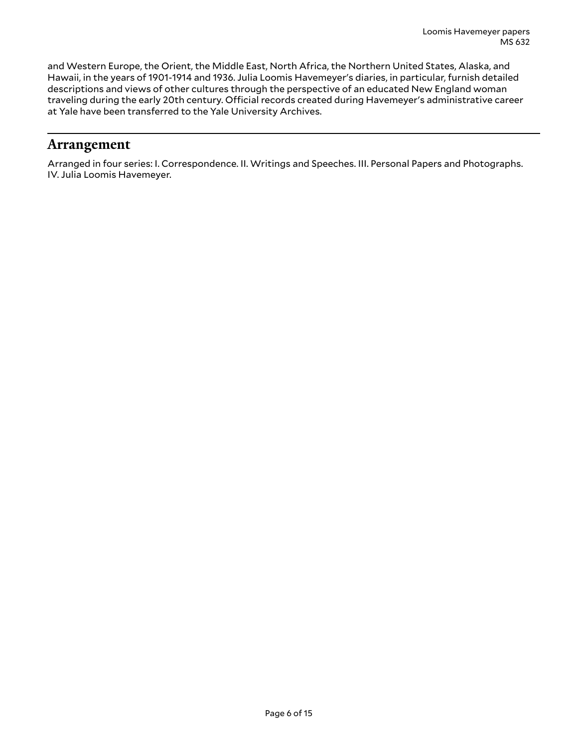and Western Europe, the Orient, the Middle East, North Africa, the Northern United States, Alaska, and Hawaii, in the years of 1901-1914 and 1936. Julia Loomis Havemeyer's diaries, in particular, furnish detailed descriptions and views of other cultures through the perspective of an educated New England woman traveling during the early 20th century. Official records created during Havemeyer's administrative career at Yale have been transferred to the Yale University Archives.

## Arrangement

Arranged in four series: I. Correspondence. II. Writings and Speeches. III. Personal Papers and Photographs. IV. Julia Loomis Havemeyer.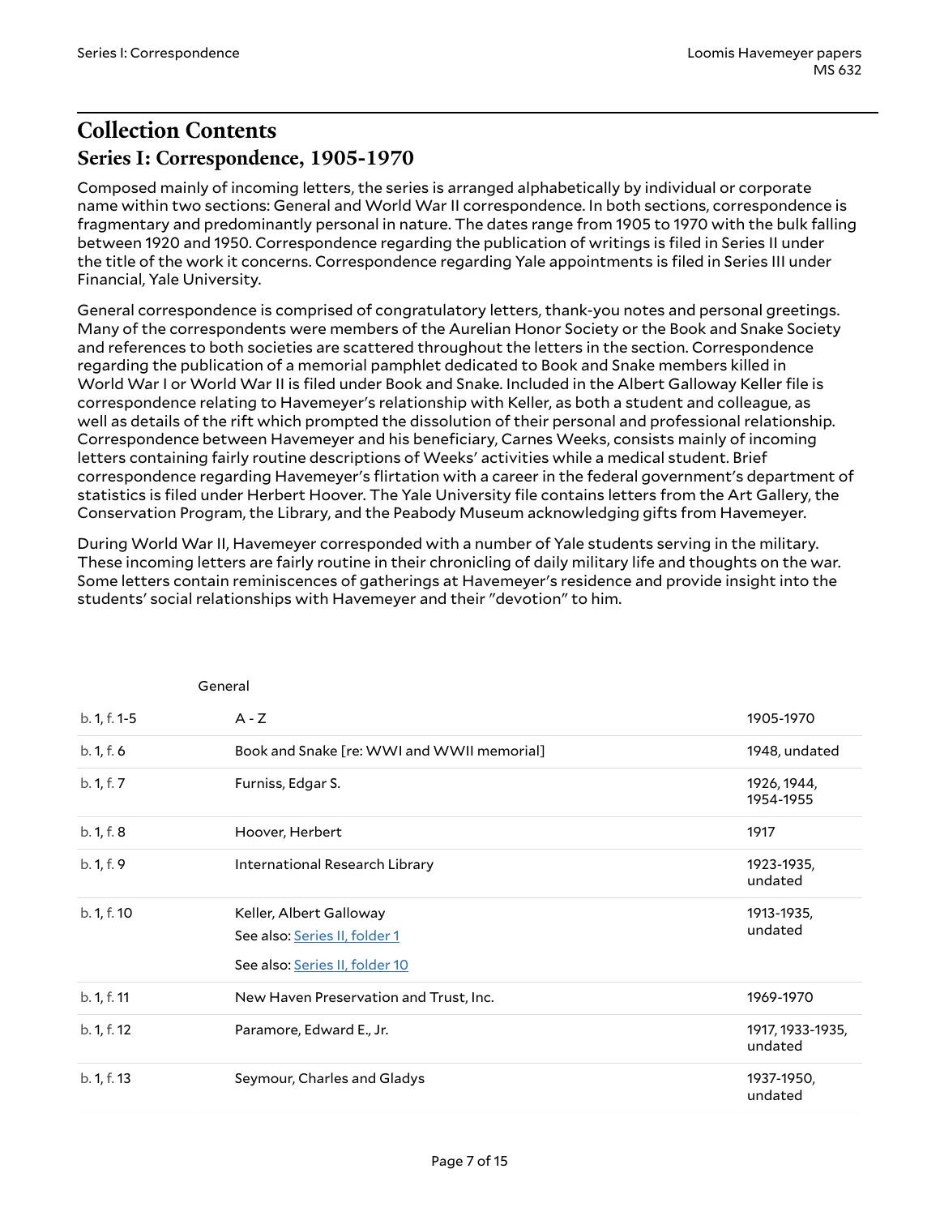# Collection Contents

## Series I: Correspondence, 1905-1970

Composed mainly of incoming letters, the series is arranged alphabetically by individual or corporate name within two sections: General and World War II correspondence. In both sections, correspondence is fragmentary and predominantly personal in nature. The dates range from 1905 to 1970 with the bulk falling between 1920 and 1950. Correspondence regarding the publication of writings is filed in Series II under the title of the work it concerns. Correspondence regarding Yale appointments is filed in Series III under Financial, Yale University.

General correspondence is comprised of congratulatory letters, thank-you notes and personal greetings. Many of the correspondents were members of the Aurelian Honor Society or the Book and Snake Society and references to both societies are scattered throughout the letters in the section. Correspondence regarding the publication of a memorial pamphlet dedicated to Book and Snake members killed in World War I or World War II is filed under Book and Snake. Included in the Albert Galloway Keller file is correspondence relating to Havemeyer's relationship with Keller, as both a student and colleague, as well as details of the rift which prompted the dissolution of their personal and professional relationship. Correspondence between Havemeyer and his beneficiary, Carnes Weeks, consists mainly of incoming letters containing fairly routine descriptions of Weeks' activities while a medical student. Brief correspondence regarding Havemeyer's flirtation with a career in the federal government's department of statistics is filed under Herbert Hoover. The Yale University file contains letters from the Art Gallery, the Conservation Program, the Library, and the Peabody Museum acknowledging gifts from Havemeyer.

During World War II, Havemeyer corresponded with a number of Yale students serving in the military. These incoming letters are fairly routine in their chronicling of daily military life and thoughts on the war. Some letters contain reminiscences of gatherings at Havemeyer's residence and provide insight into the students' social relationships with Havemeyer and their "devotion" to him.

| | General | |
|---|---|---|
| b. 1, f. 1-5 | A - Z | 1905-1970 |
| b. 1, f. 6 | Book and Snake [re: WWI and WWII memorial] | 1948, undated |
| b. 1, f. 7 | Furniss, Edgar S. | 1926, 1944, 1954-1955 |
| b. 1, f. 8 | Hoover, Herbert | 1917 |
| b. 1, f. 9 | International Research Library | 1923-1935, undated |
| b. 1, f. 10 | Keller, Albert Galloway<br>See also: Series II, folder 1<br>See also: Series II, folder 10 | 1913-1935, undated |
| b. 1, f. 11 | New Haven Preservation and Trust, Inc. | 1969-1970 |
| b. 1, f. 12 | Paramore, Edward E., Jr. | 1917, 1933-1935, undated |
| b. 1, f. 13 | Seymour, Charles and Gladys | 1937-1950, undated |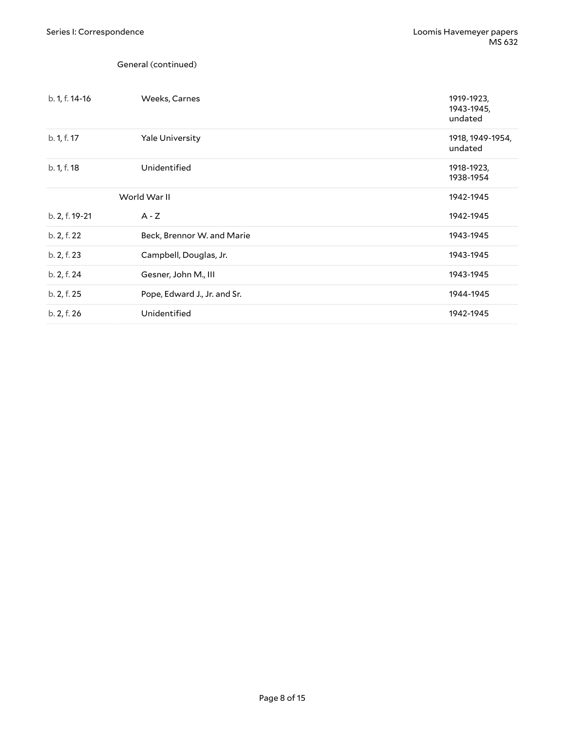General (continued)

| | | |
|---|---|---|
| b. 1, f. 14-16 | Weeks, Carnes | 1919-1923, 1943-1945, undated |
| b. 1, f. 17 | Yale University | 1918, 1949-1954, undated |
| b. 1, f. 18 | Unidentified | 1918-1923, 1938-1954 |
| | World War II | 1942-1945 |
| b. 2, f. 19-21 | A - Z | 1942-1945 |
| b. 2, f. 22 | Beck, Brennor W. and Marie | 1943-1945 |
| b. 2, f. 23 | Campbell, Douglas, Jr. | 1943-1945 |
| b. 2, f. 24 | Gesner, John M., III | 1943-1945 |
| b. 2, f. 25 | Pope, Edward J., Jr. and Sr. | 1944-1945 |
| b. 2, f. 26 | Unidentified | 1942-1945 |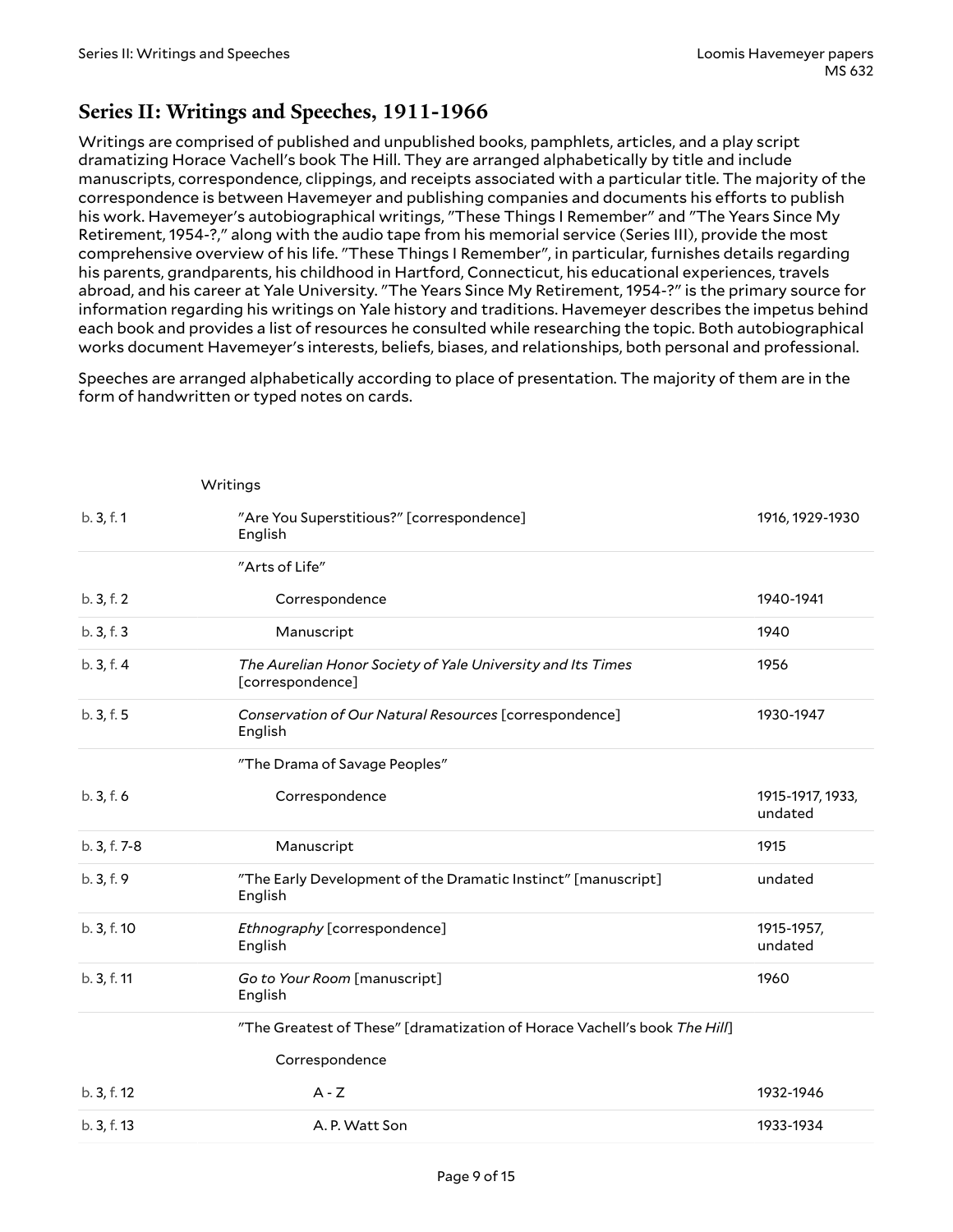## Series II: Writings and Speeches, 1911-1966

Writings are comprised of published and unpublished books, pamphlets, articles, and a play script dramatizing Horace Vachell's book The Hill. They are arranged alphabetically by title and include manuscripts, correspondence, clippings, and receipts associated with a particular title. The majority of the correspondence is between Havemeyer and publishing companies and documents his efforts to publish his work. Havemeyer's autobiographical writings, "These Things I Remember" and "The Years Since My Retirement, 1954-?," along with the audio tape from his memorial service (Series III), provide the most comprehensive overview of his life. "These Things I Remember", in particular, furnishes details regarding his parents, grandparents, his childhood in Hartford, Connecticut, his educational experiences, travels abroad, and his career at Yale University. "The Years Since My Retirement, 1954-?" is the primary source for information regarding his writings on Yale history and traditions. Havemeyer describes the impetus behind each book and provides a list of resources he consulted while researching the topic. Both autobiographical works document Havemeyer's interests, beliefs, biases, and relationships, both personal and professional.

Speeches are arranged alphabetically according to place of presentation. The majority of them are in the form of handwritten or typed notes on cards.

| | Writings | |
|---|---|---|
| b. 3, f. 1 | "Are You Superstitious?" [correspondence]<br>English | 1916, 1929-1930 |
| | "Arts of Life" | |
| b. 3, f. 2 | Correspondence | 1940-1941 |
| b. 3, f. 3 | Manuscript | 1940 |
| b. 3, f. 4 | *The Aurelian Honor Society of Yale University and Its Times* [correspondence] | 1956 |
| b. 3, f. 5 | *Conservation of Our Natural Resources* [correspondence]<br>English | 1930-1947 |
| | "The Drama of Savage Peoples" | |
| b. 3, f. 6 | Correspondence | 1915-1917, 1933, undated |
| b. 3, f. 7-8 | Manuscript | 1915 |
| b. 3, f. 9 | "The Early Development of the Dramatic Instinct" [manuscript]<br>English | undated |
| b. 3, f. 10 | *Ethnography* [correspondence]<br>English | 1915-1957, undated |
| b. 3, f. 11 | *Go to Your Room* [manuscript]<br>English | 1960 |
| | "The Greatest of These" [dramatization of Horace Vachell's book *The Hill*] | |
| | Correspondence | |
| b. 3, f. 12 | A - Z | 1932-1946 |
| b. 3, f. 13 | A. P. Watt Son | 1933-1934 |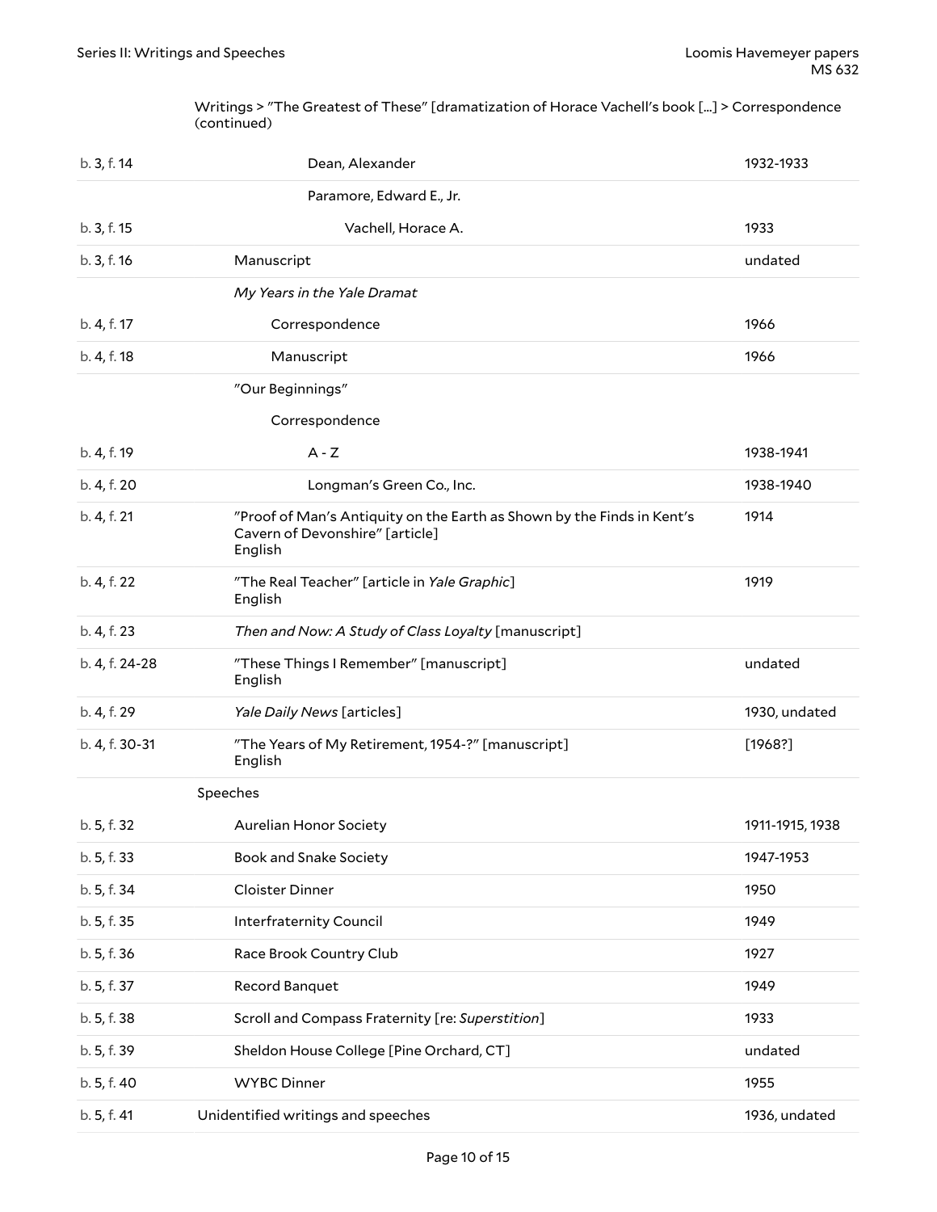Writings > "The Greatest of These" [dramatization of Horace Vachell's book [...] > Correspondence (continued)

| | | |
|---|---|---|
| b. 3, f. 14 | Dean, Alexander | 1932-1933 |
| | Paramore, Edward E., Jr. | |
| b. 3, f. 15 | Vachell, Horace A. | 1933 |
| b. 3, f. 16 | Manuscript | undated |
| | *My Years in the Yale Dramat* | |
| b. 4, f. 17 | Correspondence | 1966 |
| b. 4, f. 18 | Manuscript | 1966 |
| | "Our Beginnings" | |
| | Correspondence | |
| b. 4, f. 19 | A - Z | 1938-1941 |
| b. 4, f. 20 | Longman's Green Co., Inc. | 1938-1940 |
| b. 4, f. 21 | "Proof of Man's Antiquity on the Earth as Shown by the Finds in Kent's Cavern of Devonshire" [article] English | 1914 |
| b. 4, f. 22 | "The Real Teacher" [article in *Yale Graphic*] English | 1919 |
| b. 4, f. 23 | *Then and Now: A Study of Class Loyalty* [manuscript] | |
| b. 4, f. 24-28 | "These Things I Remember" [manuscript] English | undated |
| b. 4, f. 29 | *Yale Daily News* [articles] | 1930, undated |
| b. 4, f. 30-31 | "The Years of My Retirement, 1954-?" [manuscript] English | [1968?] |
| | Speeches | |
| b. 5, f. 32 | Aurelian Honor Society | 1911-1915, 1938 |
| b. 5, f. 33 | Book and Snake Society | 1947-1953 |
| b. 5, f. 34 | Cloister Dinner | 1950 |
| b. 5, f. 35 | Interfraternity Council | 1949 |
| b. 5, f. 36 | Race Brook Country Club | 1927 |
| b. 5, f. 37 | Record Banquet | 1949 |
| b. 5, f. 38 | Scroll and Compass Fraternity [re: *Superstition*] | 1933 |
| b. 5, f. 39 | Sheldon House College [Pine Orchard, CT] | undated |
| b. 5, f. 40 | WYBC Dinner | 1955 |
| b. 5, f. 41 | Unidentified writings and speeches | 1936, undated |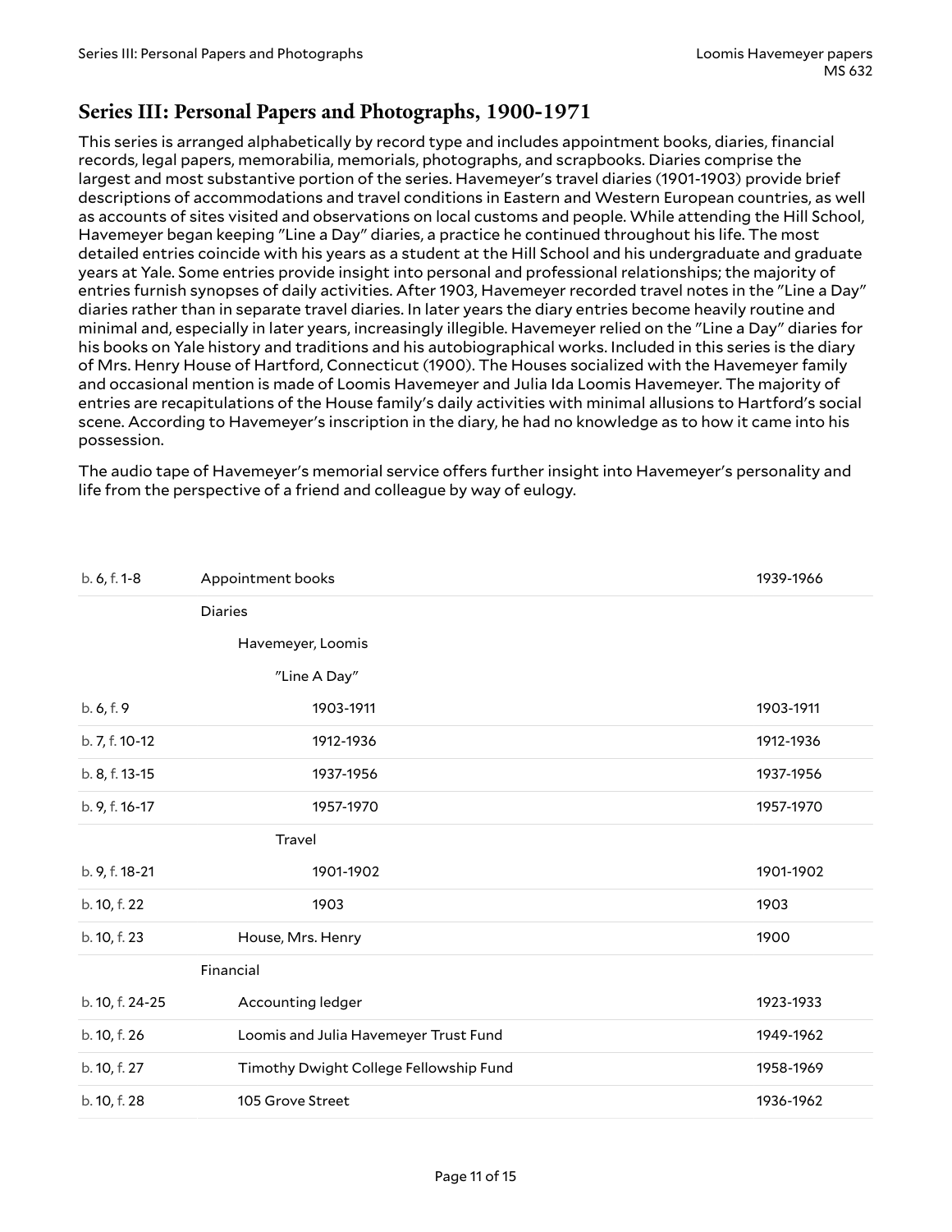## Series III: Personal Papers and Photographs, 1900-1971

This series is arranged alphabetically by record type and includes appointment books, diaries, financial records, legal papers, memorabilia, memorials, photographs, and scrapbooks. Diaries comprise the largest and most substantive portion of the series. Havemeyer's travel diaries (1901-1903) provide brief descriptions of accommodations and travel conditions in Eastern and Western European countries, as well as accounts of sites visited and observations on local customs and people. While attending the Hill School, Havemeyer began keeping "Line a Day" diaries, a practice he continued throughout his life. The most detailed entries coincide with his years as a student at the Hill School and his undergraduate and graduate years at Yale. Some entries provide insight into personal and professional relationships; the majority of entries furnish synopses of daily activities. After 1903, Havemeyer recorded travel notes in the "Line a Day" diaries rather than in separate travel diaries. In later years the diary entries become heavily routine and minimal and, especially in later years, increasingly illegible. Havemeyer relied on the "Line a Day" diaries for his books on Yale history and traditions and his autobiographical works. Included in this series is the diary of Mrs. Henry House of Hartford, Connecticut (1900). The Houses socialized with the Havemeyer family and occasional mention is made of Loomis Havemeyer and Julia Ida Loomis Havemeyer. The majority of entries are recapitulations of the House family's daily activities with minimal allusions to Hartford's social scene. According to Havemeyer's inscription in the diary, he had no knowledge as to how it came into his possession.

The audio tape of Havemeyer's memorial service offers further insight into Havemeyer's personality and life from the perspective of a friend and colleague by way of eulogy.

| Location | Description | Dates |
|---|---|---|
| b. 6, f. 1-8 | Appointment books | 1939-1966 |
| | Diaries | |
| | Havemeyer, Loomis | |
| | "Line A Day" | |
| b. 6, f. 9 | 1903-1911 | 1903-1911 |
| b. 7, f. 10-12 | 1912-1936 | 1912-1936 |
| b. 8, f. 13-15 | 1937-1956 | 1937-1956 |
| b. 9, f. 16-17 | 1957-1970 | 1957-1970 |
| | Travel | |
| b. 9, f. 18-21 | 1901-1902 | 1901-1902 |
| b. 10, f. 22 | 1903 | 1903 |
| b. 10, f. 23 | House, Mrs. Henry | 1900 |
| | Financial | |
| b. 10, f. 24-25 | Accounting ledger | 1923-1933 |
| b. 10, f. 26 | Loomis and Julia Havemeyer Trust Fund | 1949-1962 |
| b. 10, f. 27 | Timothy Dwight College Fellowship Fund | 1958-1969 |
| b. 10, f. 28 | 105 Grove Street | 1936-1962 |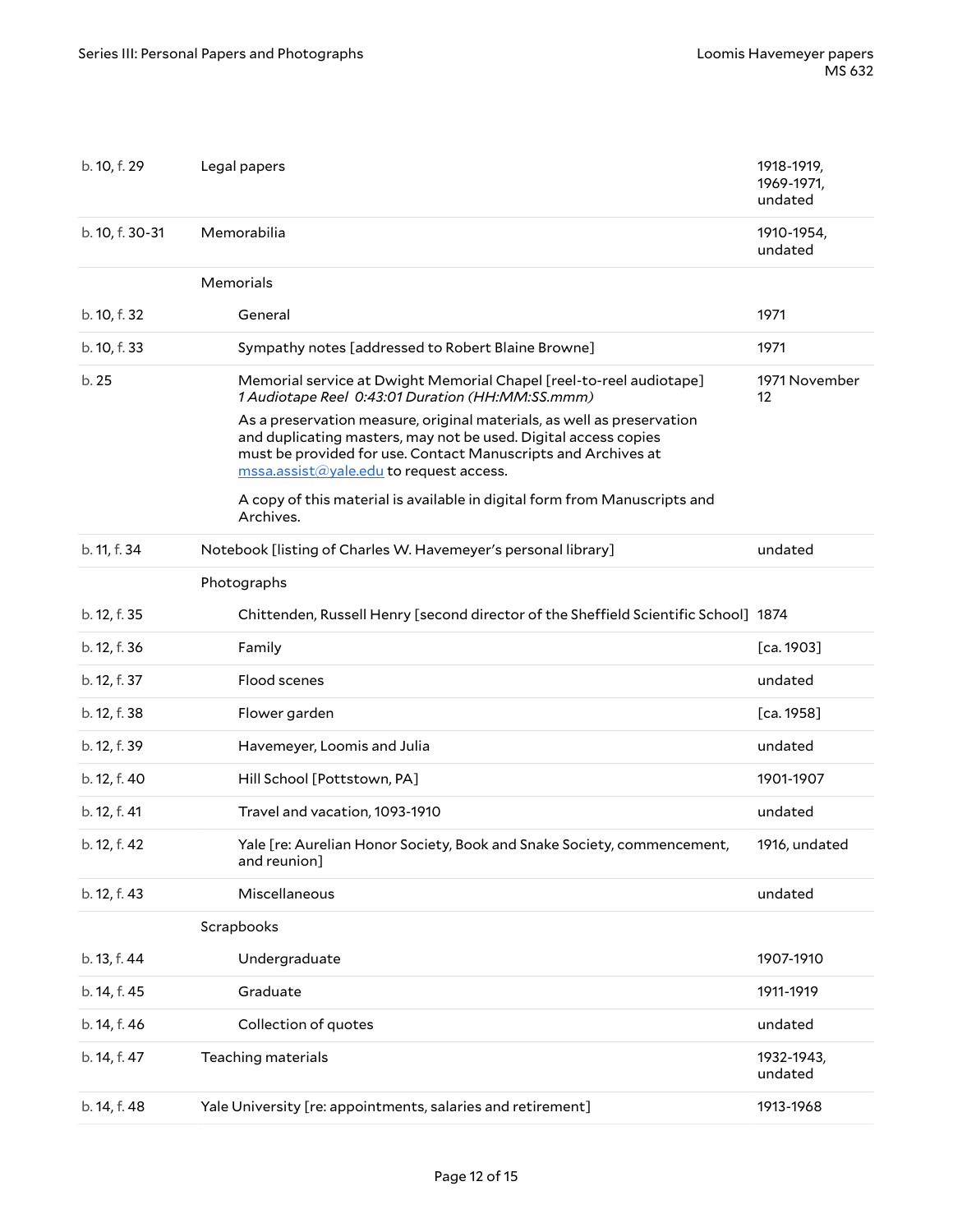| | | |
|---|---|---|
| b. 10, f. 29 | Legal papers | 1918-1919, 1969-1971, undated |
| b. 10, f. 30-31 | Memorabilia | 1910-1954, undated |
| | Memorials | |
| b. 10, f. 32 | General | 1971 |
| b. 10, f. 33 | Sympathy notes [addressed to Robert Blaine Browne] | 1971 |
| b. 25 | Memorial service at Dwight Memorial Chapel [reel-to-reel audiotape]<br>*1 Audiotape Reel 0:43:01 Duration (HH:MM:SS.mmm)*<br>As a preservation measure, original materials, as well as preservation and duplicating masters, may not be used. Digital access copies must be provided for use. Contact Manuscripts and Archives at mssa.assist@yale.edu to request access.<br>A copy of this material is available in digital form from Manuscripts and Archives. | 1971 November 12 |
| b. 11, f. 34 | Notebook [listing of Charles W. Havemeyer's personal library] | undated |
| | Photographs | |
| b. 12, f. 35 | Chittenden, Russell Henry [second director of the Sheffield Scientific School] | 1874 |
| b. 12, f. 36 | Family | [ca. 1903] |
| b. 12, f. 37 | Flood scenes | undated |
| b. 12, f. 38 | Flower garden | [ca. 1958] |
| b. 12, f. 39 | Havemeyer, Loomis and Julia | undated |
| b. 12, f. 40 | Hill School [Pottstown, PA] | 1901-1907 |
| b. 12, f. 41 | Travel and vacation, 1093-1910 | undated |
| b. 12, f. 42 | Yale [re: Aurelian Honor Society, Book and Snake Society, commencement, and reunion] | 1916, undated |
| b. 12, f. 43 | Miscellaneous | undated |
| | Scrapbooks | |
| b. 13, f. 44 | Undergraduate | 1907-1910 |
| b. 14, f. 45 | Graduate | 1911-1919 |
| b. 14, f. 46 | Collection of quotes | undated |
| b. 14, f. 47 | Teaching materials | 1932-1943, undated |
| b. 14, f. 48 | Yale University [re: appointments, salaries and retirement] | 1913-1968 |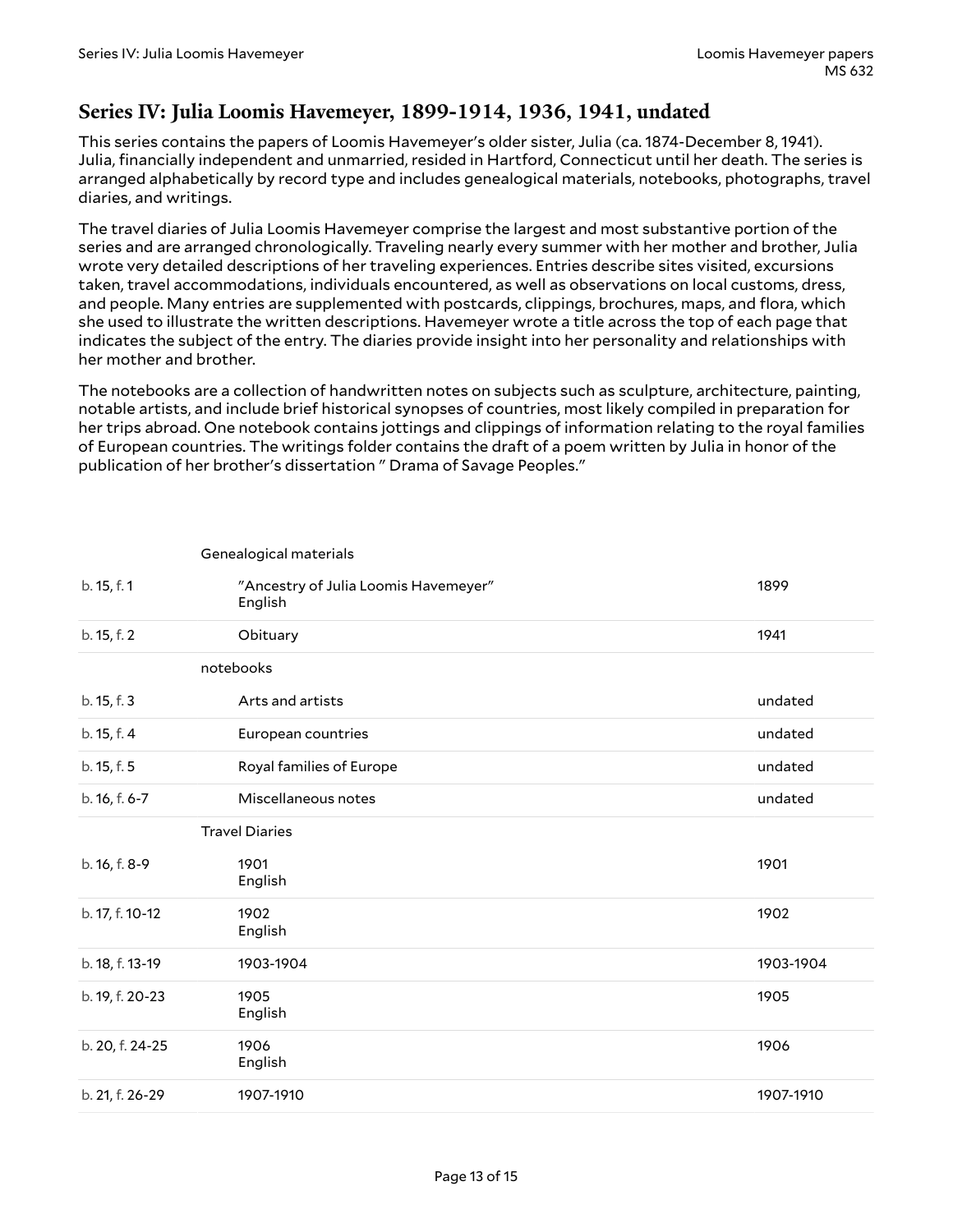## Series IV: Julia Loomis Havemeyer, 1899-1914, 1936, 1941, undated

This series contains the papers of Loomis Havemeyer's older sister, Julia (ca. 1874-December 8, 1941). Julia, financially independent and unmarried, resided in Hartford, Connecticut until her death. The series is arranged alphabetically by record type and includes genealogical materials, notebooks, photographs, travel diaries, and writings.

The travel diaries of Julia Loomis Havemeyer comprise the largest and most substantive portion of the series and are arranged chronologically. Traveling nearly every summer with her mother and brother, Julia wrote very detailed descriptions of her traveling experiences. Entries describe sites visited, excursions taken, travel accommodations, individuals encountered, as well as observations on local customs, dress, and people. Many entries are supplemented with postcards, clippings, brochures, maps, and flora, which she used to illustrate the written descriptions. Havemeyer wrote a title across the top of each page that indicates the subject of the entry. The diaries provide insight into her personality and relationships with her mother and brother.

The notebooks are a collection of handwritten notes on subjects such as sculpture, architecture, painting, notable artists, and include brief historical synopses of countries, most likely compiled in preparation for her trips abroad. One notebook contains jottings and clippings of information relating to the royal families of European countries. The writings folder contains the draft of a poem written by Julia in honor of the publication of her brother's dissertation " Drama of Savage Peoples."

| | | |
|---|---|---|
| | **Genealogical materials** | |
| b. 15, f. 1 | "Ancestry of Julia Loomis Havemeyer" English | 1899 |
| b. 15, f. 2 | Obituary | 1941 |
| | **notebooks** | |
| b. 15, f. 3 | Arts and artists | undated |
| b. 15, f. 4 | European countries | undated |
| b. 15, f. 5 | Royal families of Europe | undated |
| b. 16, f. 6-7 | Miscellaneous notes | undated |
| | **Travel Diaries** | |
| b. 16, f. 8-9 | 1901 English | 1901 |
| b. 17, f. 10-12 | 1902 English | 1902 |
| b. 18, f. 13-19 | 1903-1904 | 1903-1904 |
| b. 19, f. 20-23 | 1905 English | 1905 |
| b. 20, f. 24-25 | 1906 English | 1906 |
| b. 21, f. 26-29 | 1907-1910 | 1907-1910 |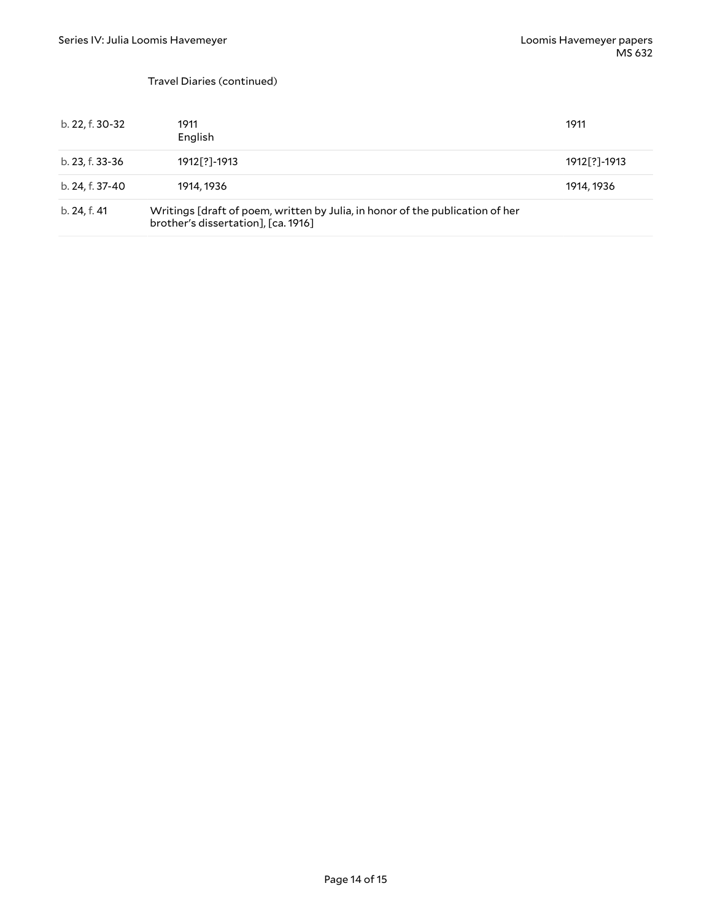Travel Diaries (continued)

| | | |
|---|---|---|
| b. 22, f. 30-32 | 1911<br>English | 1911 |
| b. 23, f. 33-36 | 1912[?]-1913 | 1912[?]-1913 |
| b. 24, f. 37-40 | 1914, 1936 | 1914, 1936 |
| b. 24, f. 41 | Writings [draft of poem, written by Julia, in honor of the publication of her brother's dissertation], [ca. 1916] | |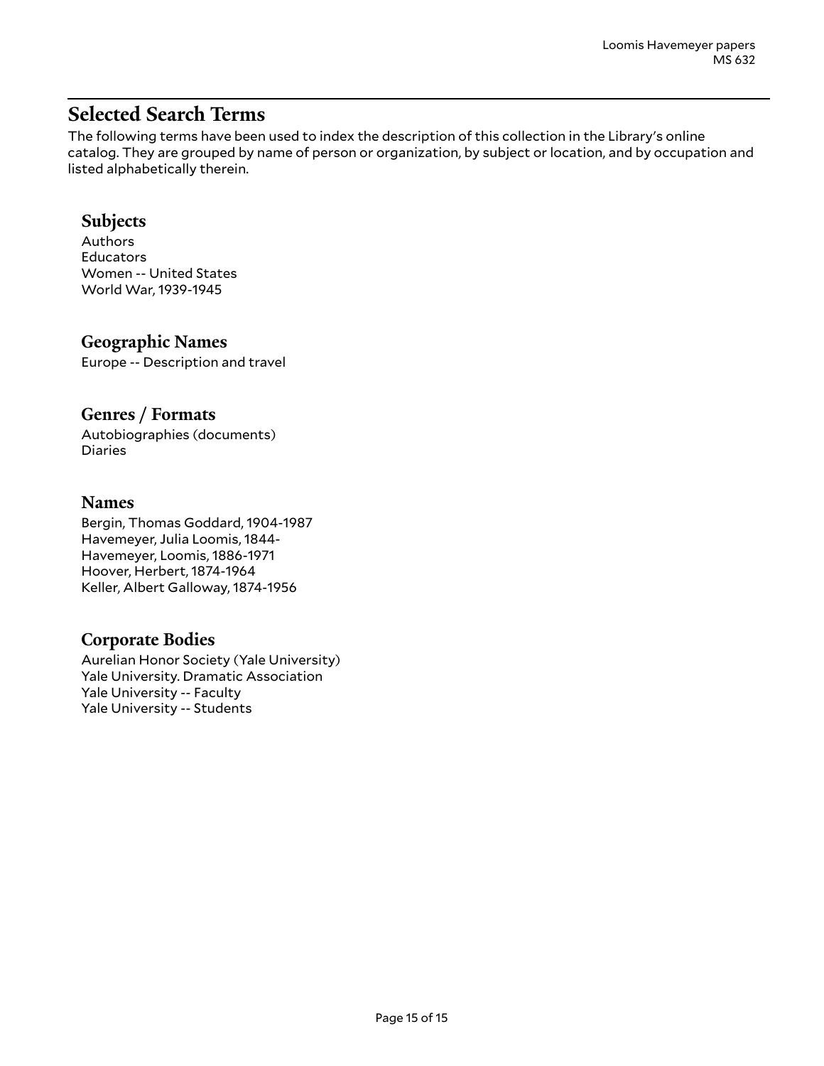# Selected Search Terms

The following terms have been used to index the description of this collection in the Library's online catalog. They are grouped by name of person or organization, by subject or location, and by occupation and listed alphabetically therein.

## Subjects

Authors
Educators
Women -- United States
World War, 1939-1945

## Geographic Names

Europe -- Description and travel

## Genres / Formats

Autobiographies (documents)
Diaries

## Names

Bergin, Thomas Goddard, 1904-1987
Havemeyer, Julia Loomis, 1844-
Havemeyer, Loomis, 1886-1971
Hoover, Herbert, 1874-1964
Keller, Albert Galloway, 1874-1956

## Corporate Bodies

Aurelian Honor Society (Yale University)
Yale University. Dramatic Association
Yale University -- Faculty
Yale University -- Students